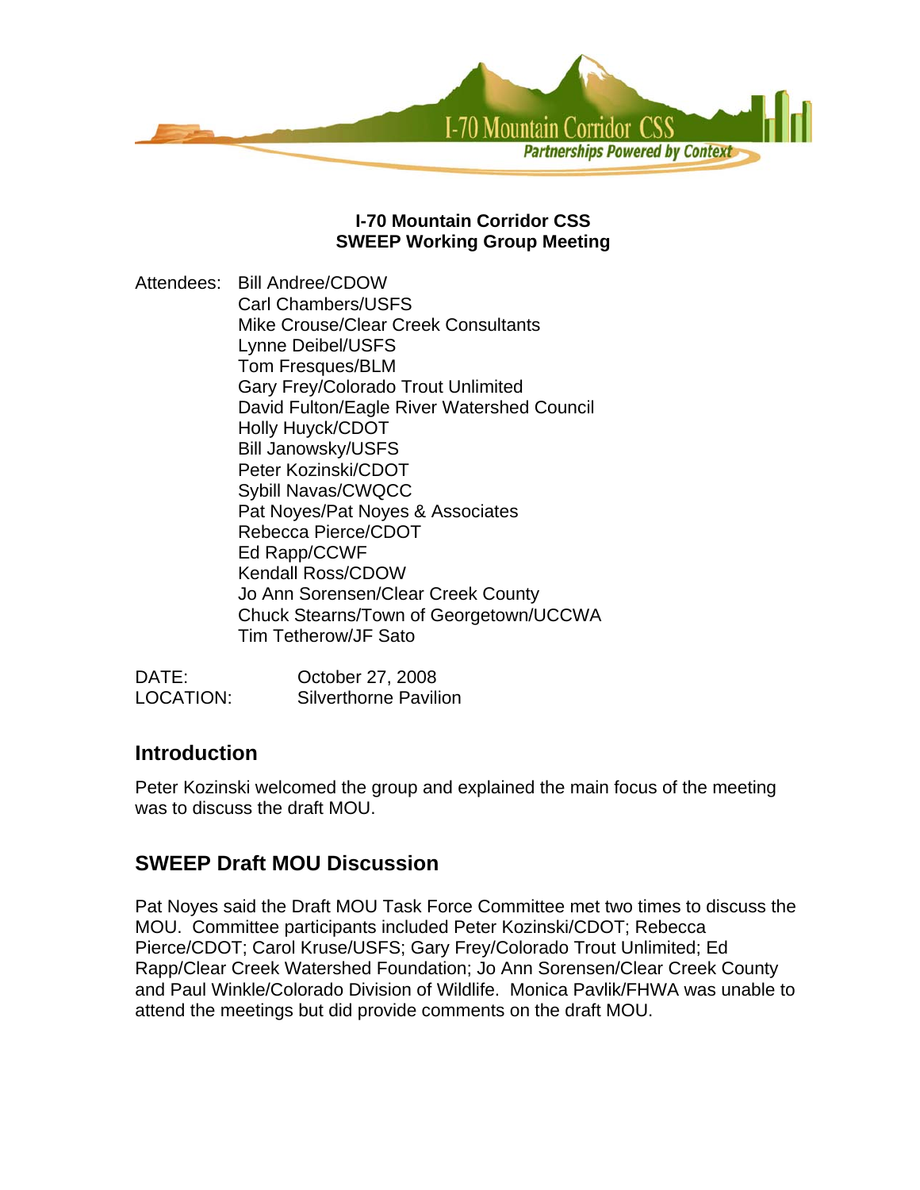**I-70 Mountain Corridor CSS**
**SWEEP Working Group Meeting**

Attendees:
- Bill Andree/CDOW
- Carl Chambers/USFS
- Mike Crouse/Clear Creek Consultants
- Lynne Deibel/USFS
- Tom Fresques/BLM
- Gary Frey/Colorado Trout Unlimited
- David Fulton/Eagle River Watershed Council
- Holly Huyck/CDOT
- Bill Janowsky/USFS
- Peter Kozinski/CDOT
- Sybill Navas/CWQCC
- Pat Noyes/Pat Noyes & Associates
- Rebecca Pierce/CDOT
- Ed Rapp/CCWF
- Kendall Ross/CDOW
- Jo Ann Sorensen/Clear Creek County
- Chuck Stearns/Town of Georgetown/UCCWA
- Tim Tetherow/JF Sato

DATE: October 27, 2008
LOCATION: Silverthorne Pavilion

## Introduction

Peter Kozinski welcomed the group and explained the main focus of the meeting was to discuss the draft MOU.

## SWEEP Draft MOU Discussion

Pat Noyes said the Draft MOU Task Force Committee met two times to discuss the MOU. Committee participants included Peter Kozinski/CDOT; Rebecca Pierce/CDOT; Carol Kruse/USFS; Gary Frey/Colorado Trout Unlimited; Ed Rapp/Clear Creek Watershed Foundation; Jo Ann Sorensen/Clear Creek County and Paul Winkle/Colorado Division of Wildlife. Monica Pavlik/FHWA was unable to attend the meetings but did provide comments on the draft MOU.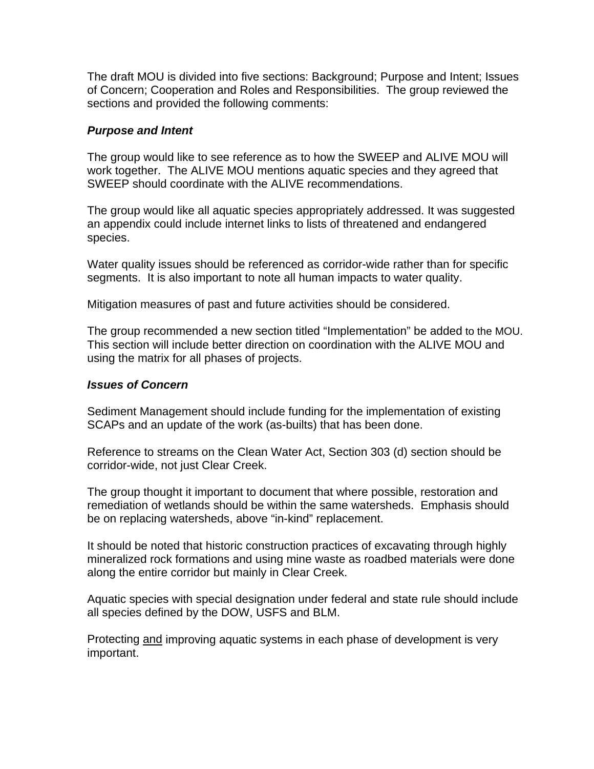The draft MOU is divided into five sections: Background; Purpose and Intent; Issues of Concern; Cooperation and Roles and Responsibilities. The group reviewed the sections and provided the following comments:

***Purpose and Intent***

The group would like to see reference as to how the SWEEP and ALIVE MOU will work together. The ALIVE MOU mentions aquatic species and they agreed that SWEEP should coordinate with the ALIVE recommendations.

The group would like all aquatic species appropriately addressed. It was suggested an appendix could include internet links to lists of threatened and endangered species.

Water quality issues should be referenced as corridor-wide rather than for specific segments. It is also important to note all human impacts to water quality.

Mitigation measures of past and future activities should be considered.

The group recommended a new section titled "Implementation" be added to the MOU. This section will include better direction on coordination with the ALIVE MOU and using the matrix for all phases of projects.

***Issues of Concern***

Sediment Management should include funding for the implementation of existing SCAPs and an update of the work (as-builts) that has been done.

Reference to streams on the Clean Water Act, Section 303 (d) section should be corridor-wide, not just Clear Creek.

The group thought it important to document that where possible, restoration and remediation of wetlands should be within the same watersheds. Emphasis should be on replacing watersheds, above "in-kind" replacement.

It should be noted that historic construction practices of excavating through highly mineralized rock formations and using mine waste as roadbed materials were done along the entire corridor but mainly in Clear Creek.

Aquatic species with special designation under federal and state rule should include all species defined by the DOW, USFS and BLM.

Protecting <u>and</u> improving aquatic systems in each phase of development is very important.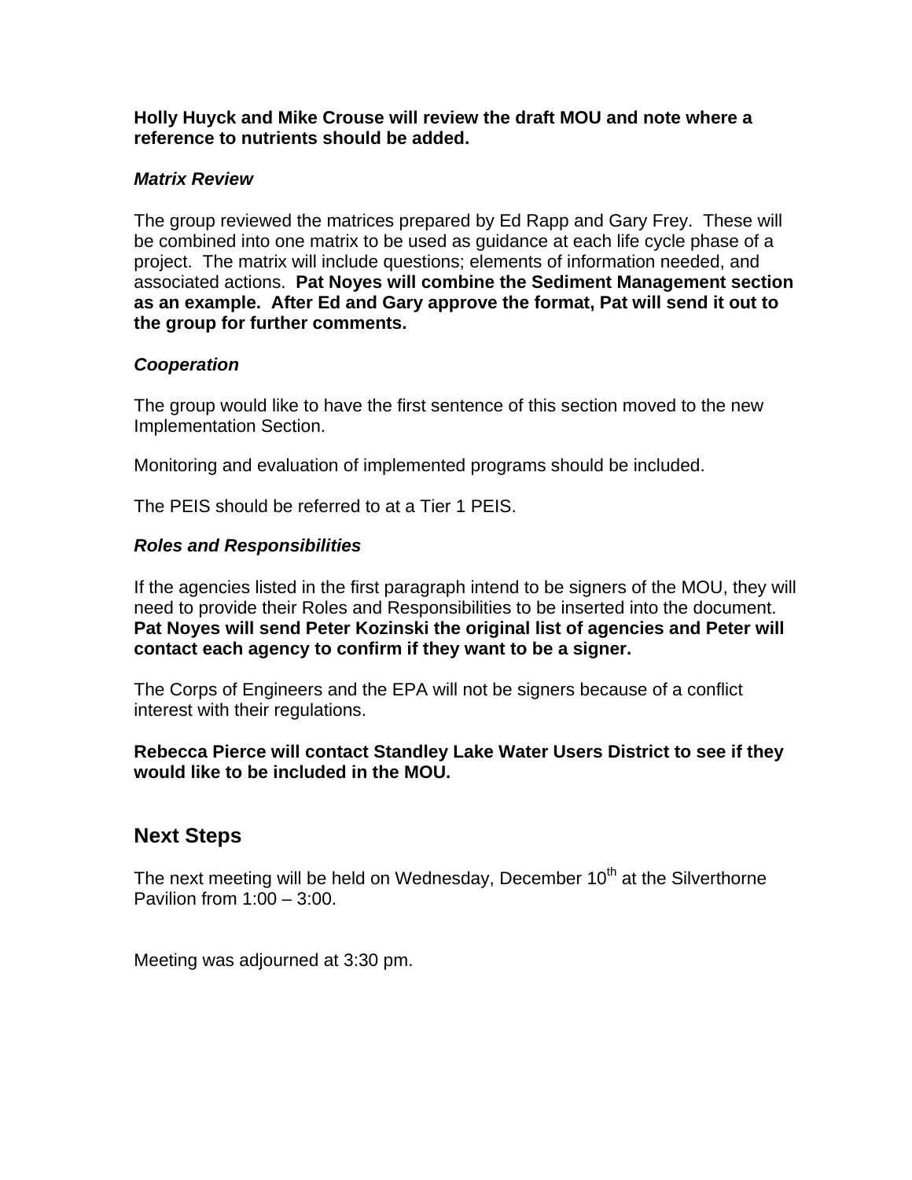**Holly Huyck and Mike Crouse will review the draft MOU and note where a reference to nutrients should be added.**

### *Matrix Review*

The group reviewed the matrices prepared by Ed Rapp and Gary Frey. These will be combined into one matrix to be used as guidance at each life cycle phase of a project. The matrix will include questions; elements of information needed, and associated actions. **Pat Noyes will combine the Sediment Management section as an example. After Ed and Gary approve the format, Pat will send it out to the group for further comments.**

### *Cooperation*

The group would like to have the first sentence of this section moved to the new Implementation Section.

Monitoring and evaluation of implemented programs should be included.

The PEIS should be referred to at a Tier 1 PEIS.

### *Roles and Responsibilities*

If the agencies listed in the first paragraph intend to be signers of the MOU, they will need to provide their Roles and Responsibilities to be inserted into the document. **Pat Noyes will send Peter Kozinski the original list of agencies and Peter will contact each agency to confirm if they want to be a signer.**

The Corps of Engineers and the EPA will not be signers because of a conflict interest with their regulations.

**Rebecca Pierce will contact Standley Lake Water Users District to see if they would like to be included in the MOU.**

## Next Steps

The next meeting will be held on Wednesday, December 10th at the Silverthorne Pavilion from 1:00 – 3:00.

Meeting was adjourned at 3:30 pm.